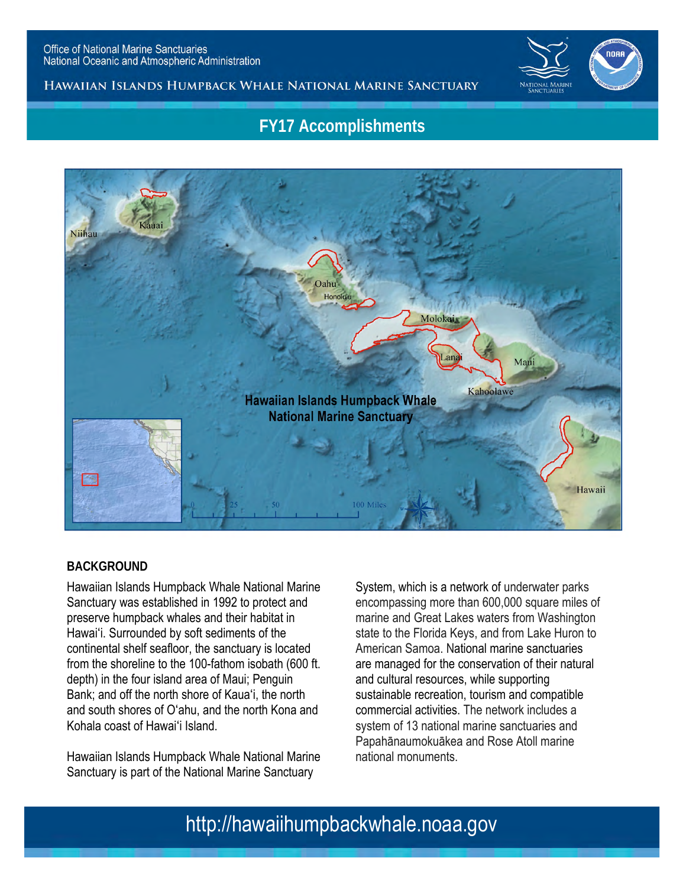Office of National Marine Sanctuaries
National Oceanic and Atmospheric Administration

HAWAIIAN ISLANDS HUMPBACK WHALE NATIONAL MARINE SANCTUARY

# FY17 Accomplishments

## BACKGROUND

Hawaiian Islands Humpback Whale National Marine Sanctuary was established in 1992 to protect and preserve humpback whales and their habitat in Hawaiʻi. Surrounded by soft sediments of the continental shelf seafloor, the sanctuary is located from the shoreline to the 100-fathom isobath (600 ft. depth) in the four island area of Maui; Penguin Bank; and off the north shore of Kauaʻi, the north and south shores of Oʻahu, and the north Kona and Kohala coast of Hawaiʻi Island.

Hawaiian Islands Humpback Whale National Marine Sanctuary is part of the National Marine Sanctuary System, which is a network of underwater parks encompassing more than 600,000 square miles of marine and Great Lakes waters from Washington state to the Florida Keys, and from Lake Huron to American Samoa. National marine sanctuaries are managed for the conservation of their natural and cultural resources, while supporting sustainable recreation, tourism and compatible commercial activities. The network includes a system of 13 national marine sanctuaries and Papahānaumokuākea and Rose Atoll marine national monuments.

http://hawaiihumpbackwhale.noaa.gov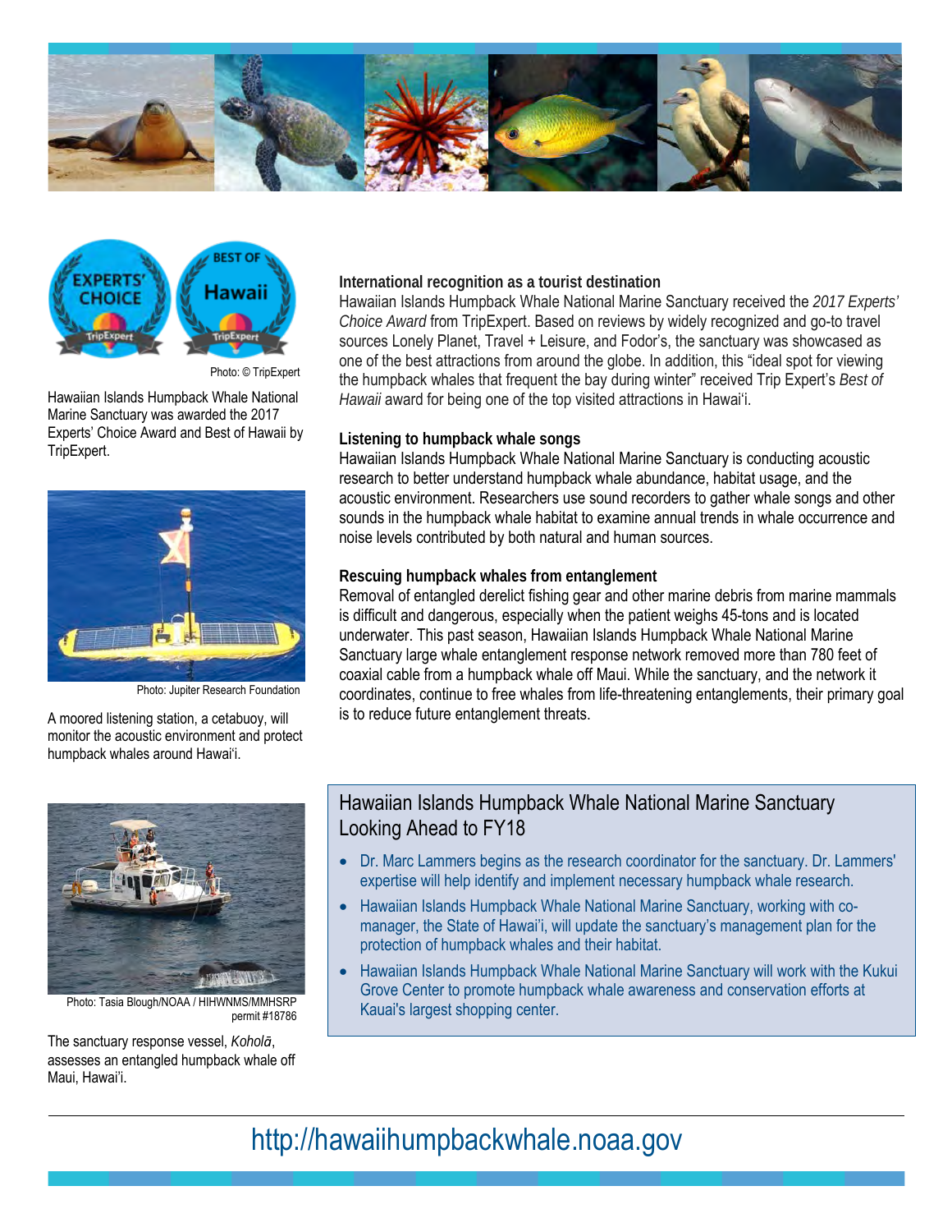Photo: © TripExpert

Hawaiian Islands Humpback Whale National Marine Sanctuary was awarded the 2017 Experts' Choice Award and Best of Hawaii by TripExpert.

Photo: Jupiter Research Foundation

A moored listening station, a cetabuoy, will monitor the acoustic environment and protect humpback whales around Hawai'i.

Photo: Tasia Blough/NOAA / HIHWNMS/MMHSRP permit #18786

The sanctuary response vessel, *Koholā*, assesses an entangled humpback whale off Maui, Hawai'i.

**International recognition as a tourist destination**

Hawaiian Islands Humpback Whale National Marine Sanctuary received the *2017 Experts' Choice Award* from TripExpert. Based on reviews by widely recognized and go-to travel sources Lonely Planet, Travel + Leisure, and Fodor's, the sanctuary was showcased as one of the best attractions from around the globe. In addition, this "ideal spot for viewing the humpback whales that frequent the bay during winter" received Trip Expert's *Best of Hawaii* award for being one of the top visited attractions in Hawai'i.

**Listening to humpback whale songs**

Hawaiian Islands Humpback Whale National Marine Sanctuary is conducting acoustic research to better understand humpback whale abundance, habitat usage, and the acoustic environment. Researchers use sound recorders to gather whale songs and other sounds in the humpback whale habitat to examine annual trends in whale occurrence and noise levels contributed by both natural and human sources.

**Rescuing humpback whales from entanglement**

Removal of entangled derelict fishing gear and other marine debris from marine mammals is difficult and dangerous, especially when the patient weighs 45-tons and is located underwater. This past season, Hawaiian Islands Humpback Whale National Marine Sanctuary large whale entanglement response network removed more than 780 feet of coaxial cable from a humpback whale off Maui. While the sanctuary, and the network it coordinates, continue to free whales from life-threatening entanglements, their primary goal is to reduce future entanglement threats.

## Hawaiian Islands Humpback Whale National Marine Sanctuary Looking Ahead to FY18

- Dr. Marc Lammers begins as the research coordinator for the sanctuary. Dr. Lammers' expertise will help identify and implement necessary humpback whale research.
- Hawaiian Islands Humpback Whale National Marine Sanctuary, working with co-manager, the State of Hawai'i, will update the sanctuary's management plan for the protection of humpback whales and their habitat.
- Hawaiian Islands Humpback Whale National Marine Sanctuary will work with the Kukui Grove Center to promote humpback whale awareness and conservation efforts at Kauai's largest shopping center.

http://hawaiihumpbackwhale.noaa.gov